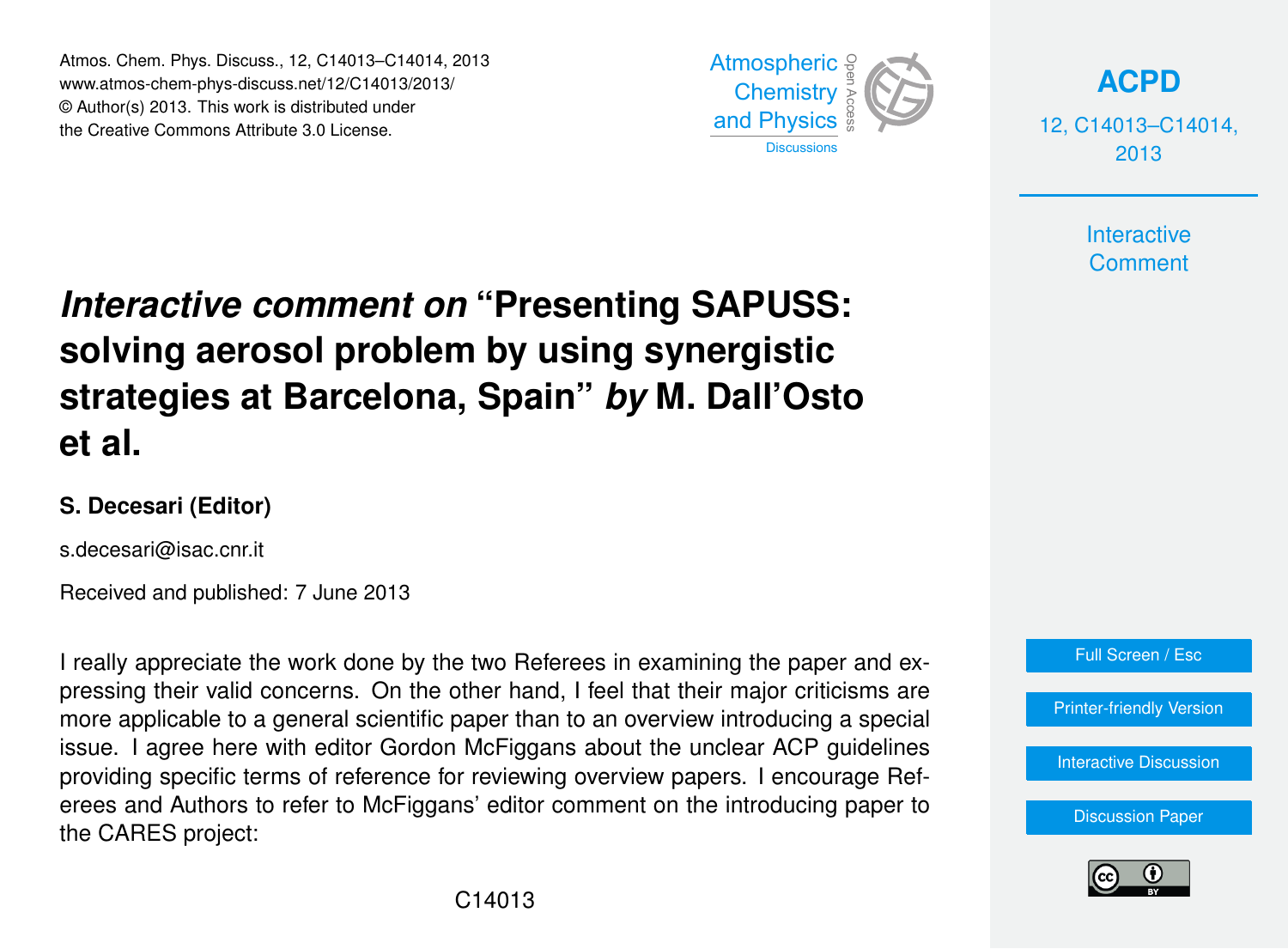# *Interactive comment on* "Presenting SAPUSS: solving aerosol problem by using synergistic strategies at Barcelona, Spain" *by* M. Dall'Osto et al.

**S. Decesari (Editor)**

s.decesari@isac.cnr.it

Received and published: 7 June 2013

I really appreciate the work done by the two Referees in examining the paper and expressing their valid concerns. On the other hand, I feel that their major criticisms are more applicable to a general scientific paper than to an overview introducing a special issue. I agree here with editor Gordon McFiggans about the unclear ACP guidelines providing specific terms of reference for reviewing overview papers. I encourage Referees and Authors to refer to McFiggans' editor comment on the introducing paper to the CARES project: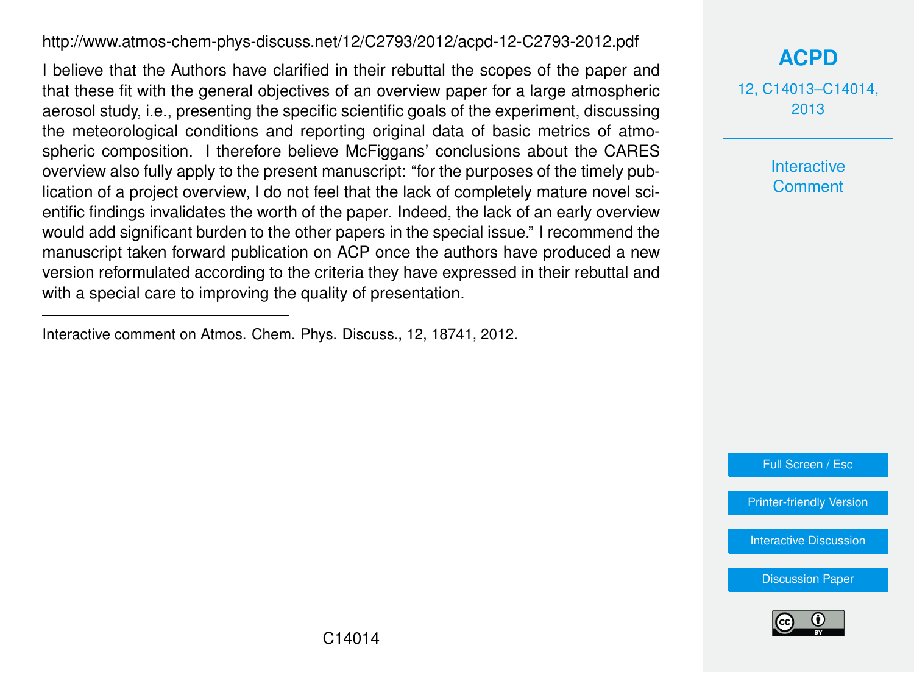http://www.atmos-chem-phys-discuss.net/12/C2793/2012/acpd-12-C2793-2012.pdf

I believe that the Authors have clarified in their rebuttal the scopes of the paper and that these fit with the general objectives of an overview paper for a large atmospheric aerosol study, i.e., presenting the specific scientific goals of the experiment, discussing the meteorological conditions and reporting original data of basic metrics of atmospheric composition. I therefore believe McFiggans' conclusions about the CARES overview also fully apply to the present manuscript: "for the purposes of the timely publication of a project overview, I do not feel that the lack of completely mature novel scientific findings invalidates the worth of the paper. Indeed, the lack of an early overview would add significant burden to the other papers in the special issue." I recommend the manuscript taken forward publication on ACP once the authors have produced a new version reformulated according to the criteria they have expressed in their rebuttal and with a special care to improving the quality of presentation.

---

Interactive comment on Atmos. Chem. Phys. Discuss., 12, 18741, 2012.